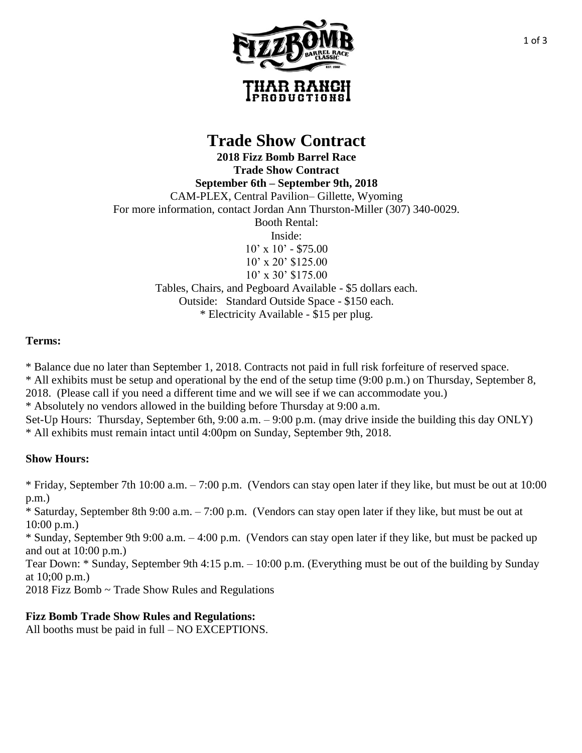# Trade Show Contract

**2018 Fizz Bomb Barrel Race**
**Trade Show Contract**
**September 6th – September 9th, 2018**

CAM-PLEX, Central Pavilion– Gillette, Wyoming
For more information, contact Jordan Ann Thurston-Miller (307) 340-0029.
Booth Rental:
Inside:
10' x 10' - $75.00
10' x 20' $125.00
10' x 30' $175.00
Tables, Chairs, and Pegboard Available - $5 dollars each.
Outside: Standard Outside Space - $150 each.
* Electricity Available - $15 per plug.

**Terms:**

* Balance due no later than September 1, 2018. Contracts not paid in full risk forfeiture of reserved space.
* All exhibits must be setup and operational by the end of the setup time (9:00 p.m.) on Thursday, September 8, 2018. (Please call if you need a different time and we will see if we can accommodate you.)
* Absolutely no vendors allowed in the building before Thursday at 9:00 a.m.

Set-Up Hours: Thursday, September 6th, 9:00 a.m. – 9:00 p.m. (may drive inside the building this day ONLY)
* All exhibits must remain intact until 4:00pm on Sunday, September 9th, 2018.

**Show Hours:**

* Friday, September 7th 10:00 a.m. – 7:00 p.m. (Vendors can stay open later if they like, but must be out at 10:00 p.m.)
* Saturday, September 8th 9:00 a.m. – 7:00 p.m. (Vendors can stay open later if they like, but must be out at 10:00 p.m.)
* Sunday, September 9th 9:00 a.m. – 4:00 p.m. (Vendors can stay open later if they like, but must be packed up and out at 10:00 p.m.)

Tear Down: * Sunday, September 9th 4:15 p.m. – 10:00 p.m. (Everything must be out of the building by Sunday at 10;00 p.m.)
2018 Fizz Bomb ~ Trade Show Rules and Regulations

**Fizz Bomb Trade Show Rules and Regulations:**
All booths must be paid in full – NO EXCEPTIONS.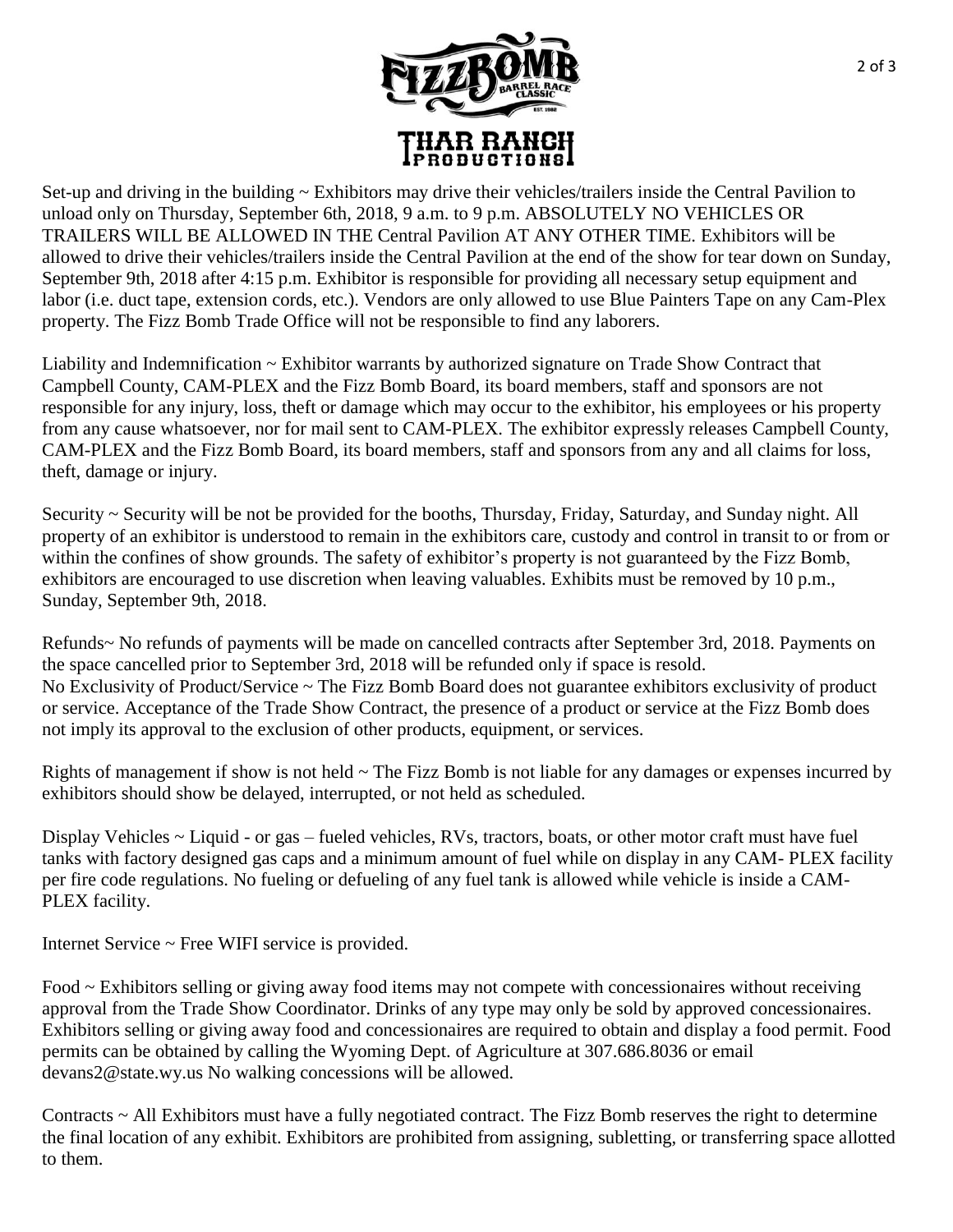Set-up and driving in the building ~ Exhibitors may drive their vehicles/trailers inside the Central Pavilion to unload only on Thursday, September 6th, 2018, 9 a.m. to 9 p.m. ABSOLUTELY NO VEHICLES OR TRAILERS WILL BE ALLOWED IN THE Central Pavilion AT ANY OTHER TIME. Exhibitors will be allowed to drive their vehicles/trailers inside the Central Pavilion at the end of the show for tear down on Sunday, September 9th, 2018 after 4:15 p.m. Exhibitor is responsible for providing all necessary setup equipment and labor (i.e. duct tape, extension cords, etc.). Vendors are only allowed to use Blue Painters Tape on any Cam-Plex property. The Fizz Bomb Trade Office will not be responsible to find any laborers.

Liability and Indemnification ~ Exhibitor warrants by authorized signature on Trade Show Contract that Campbell County, CAM-PLEX and the Fizz Bomb Board, its board members, staff and sponsors are not responsible for any injury, loss, theft or damage which may occur to the exhibitor, his employees or his property from any cause whatsoever, nor for mail sent to CAM-PLEX. The exhibitor expressly releases Campbell County, CAM-PLEX and the Fizz Bomb Board, its board members, staff and sponsors from any and all claims for loss, theft, damage or injury.

Security ~ Security will be not be provided for the booths, Thursday, Friday, Saturday, and Sunday night. All property of an exhibitor is understood to remain in the exhibitors care, custody and control in transit to or from or within the confines of show grounds. The safety of exhibitor's property is not guaranteed by the Fizz Bomb, exhibitors are encouraged to use discretion when leaving valuables. Exhibits must be removed by 10 p.m., Sunday, September 9th, 2018.

Refunds~ No refunds of payments will be made on cancelled contracts after September 3rd, 2018. Payments on the space cancelled prior to September 3rd, 2018 will be refunded only if space is resold.
No Exclusivity of Product/Service ~ The Fizz Bomb Board does not guarantee exhibitors exclusivity of product or service. Acceptance of the Trade Show Contract, the presence of a product or service at the Fizz Bomb does not imply its approval to the exclusion of other products, equipment, or services.

Rights of management if show is not held ~ The Fizz Bomb is not liable for any damages or expenses incurred by exhibitors should show be delayed, interrupted, or not held as scheduled.

Display Vehicles ~ Liquid - or gas – fueled vehicles, RVs, tractors, boats, or other motor craft must have fuel tanks with factory designed gas caps and a minimum amount of fuel while on display in any CAM- PLEX facility per fire code regulations. No fueling or defueling of any fuel tank is allowed while vehicle is inside a CAM-PLEX facility.

Internet Service ~ Free WIFI service is provided.

Food ~ Exhibitors selling or giving away food items may not compete with concessionaires without receiving approval from the Trade Show Coordinator. Drinks of any type may only be sold by approved concessionaires. Exhibitors selling or giving away food and concessionaires are required to obtain and display a food permit. Food permits can be obtained by calling the Wyoming Dept. of Agriculture at 307.686.8036 or email devans2@state.wy.us No walking concessions will be allowed.

Contracts ~ All Exhibitors must have a fully negotiated contract. The Fizz Bomb reserves the right to determine the final location of any exhibit. Exhibitors are prohibited from assigning, subletting, or transferring space allotted to them.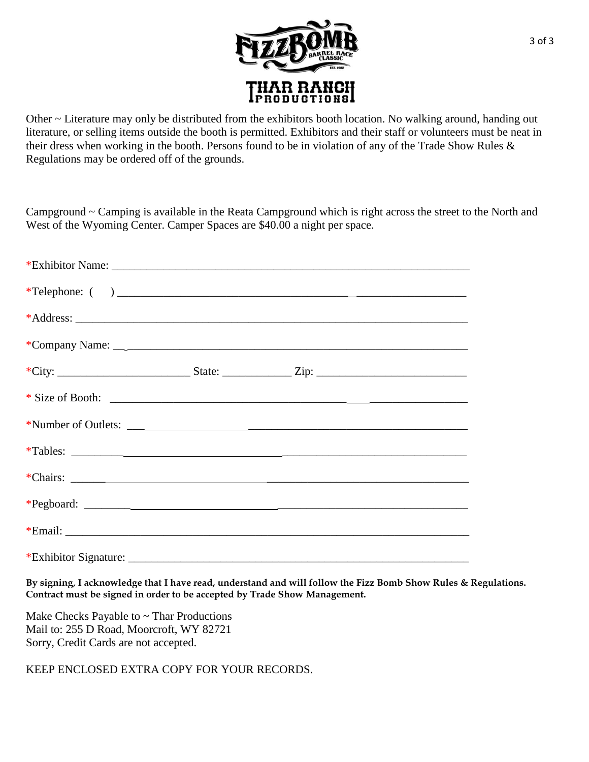Other ~ Literature may only be distributed from the exhibitors booth location. No walking around, handing out literature, or selling items outside the booth is permitted. Exhibitors and their staff or volunteers must be neat in their dress when working in the booth. Persons found to be in violation of any of the Trade Show Rules & Regulations may be ordered off of the grounds.

Campground ~ Camping is available in the Reata Campground which is right across the street to the North and West of the Wyoming Center. Camper Spaces are $40.00 a night per space.

*Exhibitor Name: ______________________________________________________________

*Telephone: (     ) ____________________________________________________________

*Address: _____________________________________________________________________

*Company Name: ________________________________________________________________

*City: ______________________ State: ___________ Zip: _________________________

* Size of Booth: ______________________________________________________________

*Number of Outlets: ___________________________________________________________

*Tables: ______________________________________________________________________

*Chairs: ______________________________________________________________________

*Pegboard: ____________________________________________________________________

*Email: _______________________________________________________________________

*Exhibitor Signature: _________________________________________________________

**By signing, I acknowledge that I have read, understand and will follow the Fizz Bomb Show Rules & Regulations. Contract must be signed in order to be accepted by Trade Show Management.**

Make Checks Payable to ~ Thar Productions
Mail to: 255 D Road, Moorcroft, WY 82721
Sorry, Credit Cards are not accepted.

KEEP ENCLOSED EXTRA COPY FOR YOUR RECORDS.